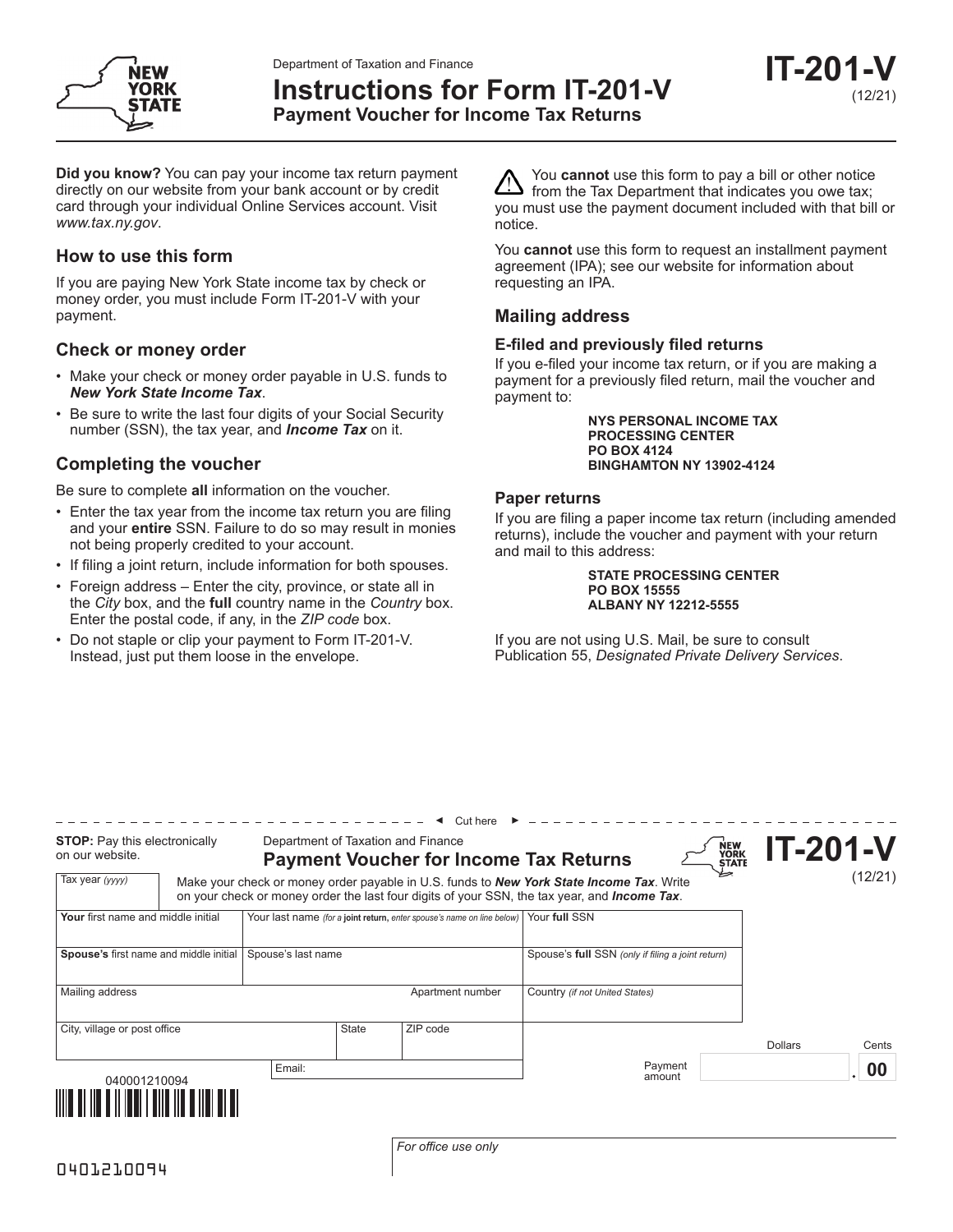Department of Taxation and Finance

# Instructions for Form IT-201-V

**Payment Voucher for Income Tax Returns**

**IT-201-V** (12/21)

**Did you know?** You can pay your income tax return payment directly on our website from your bank account or by credit card through your individual Online Services account. Visit *www.tax.ny.gov*.

## How to use this form

If you are paying New York State income tax by check or money order, you must include Form IT-201-V with your payment.

## Check or money order

- Make your check or money order payable in U.S. funds to ***New York State Income Tax***.
- Be sure to write the last four digits of your Social Security number (SSN), the tax year, and ***Income Tax*** on it.

## Completing the voucher

Be sure to complete **all** information on the voucher.

- Enter the tax year from the income tax return you are filing and your **entire** SSN. Failure to do so may result in monies not being properly credited to your account.
- If filing a joint return, include information for both spouses.
- Foreign address – Enter the city, province, or state all in the *City* box, and the **full** country name in the *Country* box. Enter the postal code, if any, in the *ZIP code* box.
- Do not staple or clip your payment to Form IT-201-V. Instead, just put them loose in the envelope.

⚠ You **cannot** use this form to pay a bill or other notice from the Tax Department that indicates you owe tax; you must use the payment document included with that bill or notice.

You **cannot** use this form to request an installment payment agreement (IPA); see our website for information about requesting an IPA.

## Mailing address

### E-filed and previously filed returns

If you e-filed your income tax return, or if you are making a payment for a previously filed return, mail the voucher and payment to:

**NYS PERSONAL INCOME TAX**
**PROCESSING CENTER**
**PO BOX 4124**
**BINGHAMTON NY 13902-4124**

### Paper returns

If you are filing a paper income tax return (including amended returns), include the voucher and payment with your return and mail to this address:

**STATE PROCESSING CENTER**
**PO BOX 15555**
**ALBANY NY 12212-5555**

If you are not using U.S. Mail, be sure to consult Publication 55, *Designated Private Delivery Services*.

◄ Cut here ►

**STOP:** Pay this electronically on our website.

Department of Taxation and Finance

**Payment Voucher for Income Tax Returns**

**IT-201-V** (12/21)

Tax year *(yyyy)*

Make your check or money order payable in U.S. funds to ***New York State Income Tax***. Write on your check or money order the last four digits of your SSN, the tax year, and ***Income Tax***.

| **Your** first name and middle initial | Your last name *(for a* ***joint return,*** *enter spouse's name on line below)* | | | Your **full** SSN |
|---|---|---|---|---|
| **Spouse's** first name and middle initial | Spouse's last name | | | Spouse's **full** SSN *(only if filing a joint return)* |
| Mailing address | | | Apartment number | Country *(if not United States)* |
| City, village or post office | | State | ZIP code | |
| | Email: | | | |

Payment amount: Dollars ______ . Cents **00**

040001210094

*For office use only*

0401210094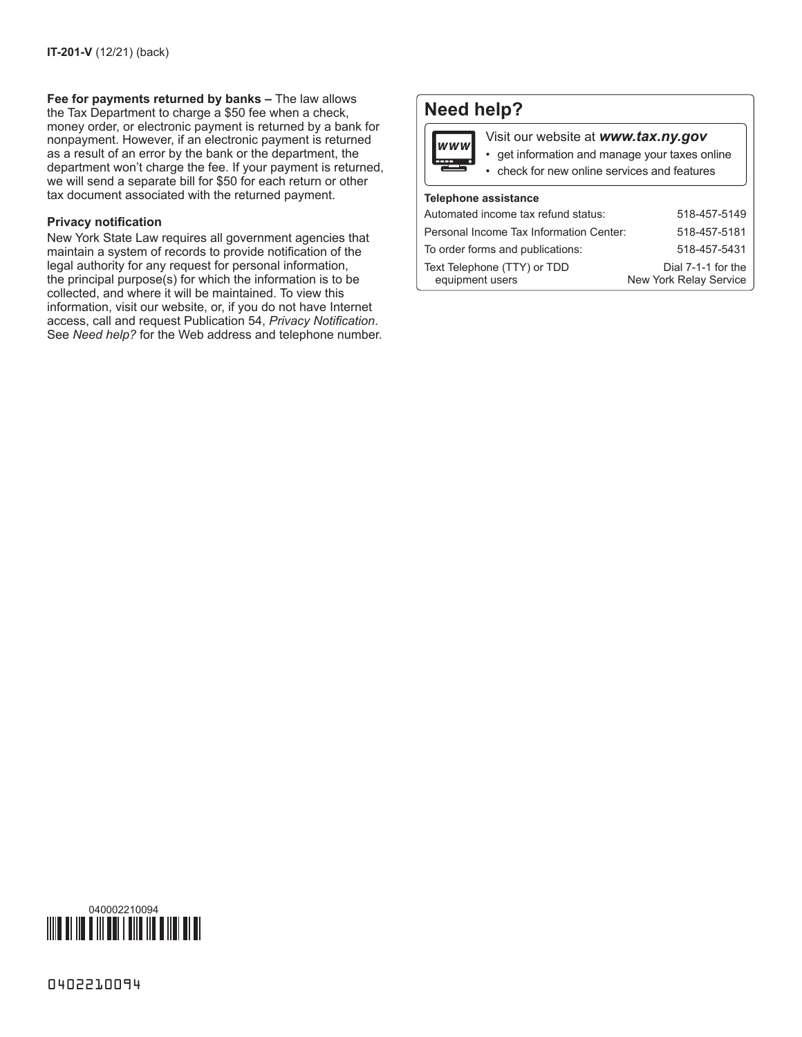**Fee for payments returned by banks –** The law allows the Tax Department to charge a $50 fee when a check, money order, or electronic payment is returned by a bank for nonpayment. However, if an electronic payment is returned as a result of an error by the bank or the department, the department won't charge the fee. If your payment is returned, we will send a separate bill for $50 for each return or other tax document associated with the returned payment.

**Privacy notification**

New York State Law requires all government agencies that maintain a system of records to provide notification of the legal authority for any request for personal information, the principal purpose(s) for which the information is to be collected, and where it will be maintained. To view this information, visit our website, or, if you do not have Internet access, call and request Publication 54, *Privacy Notification*. See *Need help?* for the Web address and telephone number.

## Need help?

Visit our website at ***www.tax.ny.gov***

- get information and manage your taxes online
- check for new online services and features

**Telephone assistance**

| | |
|---|---|
| Automated income tax refund status: | 518-457-5149 |
| Personal Income Tax Information Center: | 518-457-5181 |
| To order forms and publications: | 518-457-5431 |
| Text Telephone (TTY) or TDD equipment users | Dial 7-1-1 for the New York Relay Service |

040002210094

0402210094